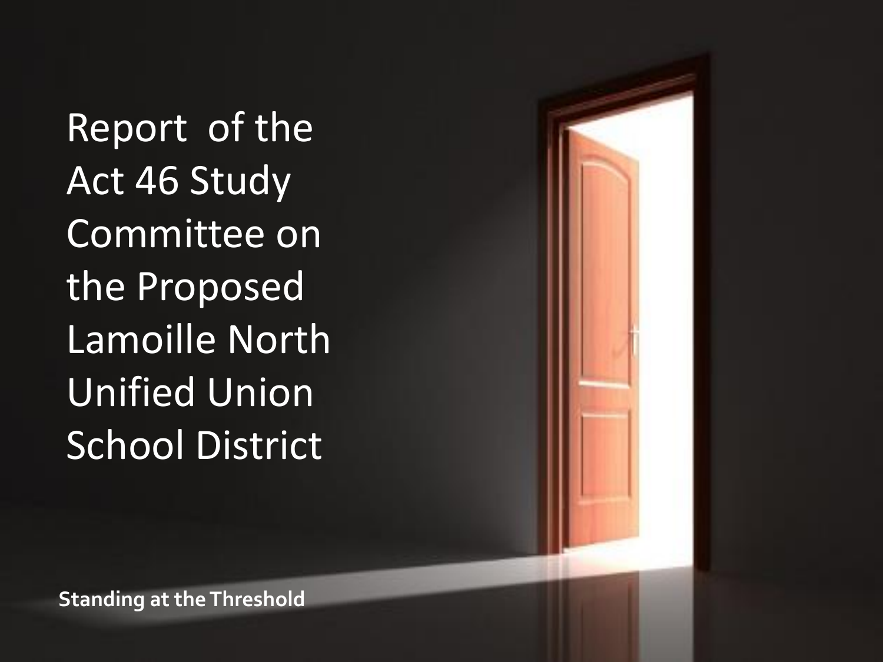# Report of the Act 46 Study Committee on the Proposed Lamoille North Unified Union School District

**Standing at the Threshold**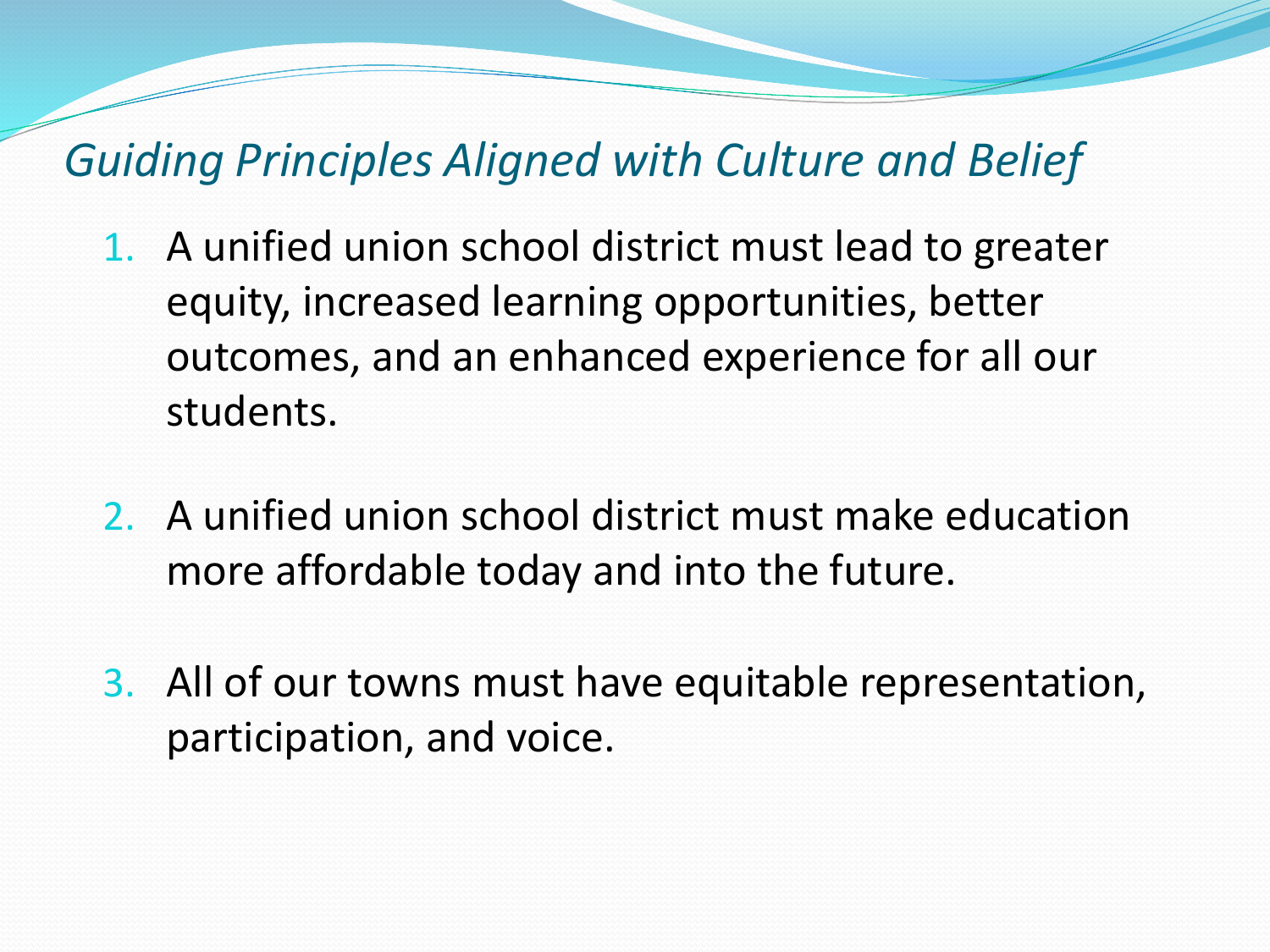## *Guiding Principles Aligned with Culture and Belief*

1. A unified union school district must lead to greater equity, increased learning opportunities, better outcomes, and an enhanced experience for all our students.

2. A unified union school district must make education more affordable today and into the future.

3. All of our towns must have equitable representation, participation, and voice.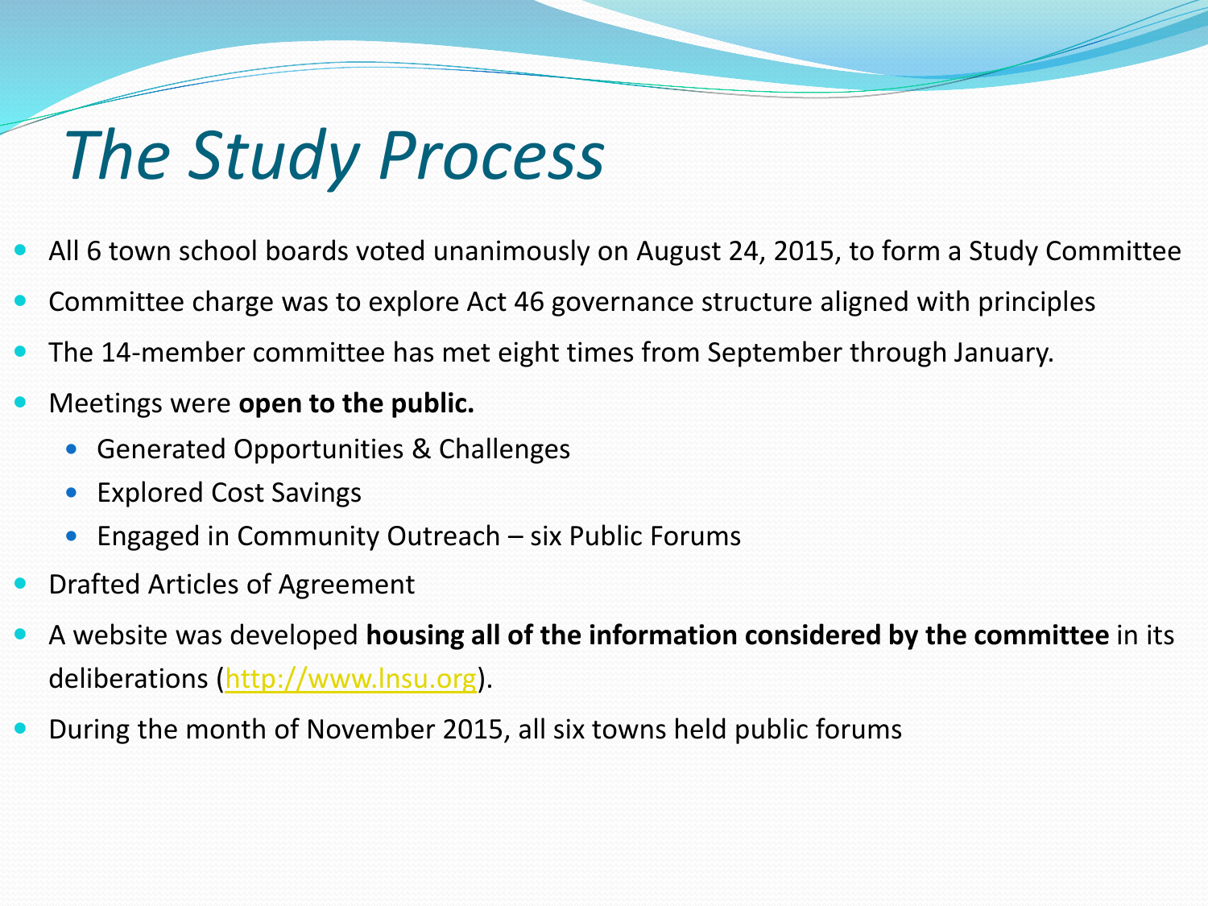# *The Study Process*

- All 6 town school boards voted unanimously on August 24, 2015, to form a Study Committee
- Committee charge was to explore Act 46 governance structure aligned with principles
- The 14-member committee has met eight times from September through January.
- Meetings were **open to the public.**
  - Generated Opportunities & Challenges
  - Explored Cost Savings
  - Engaged in Community Outreach – six Public Forums
- Drafted Articles of Agreement
- A website was developed **housing all of the information considered by the committee** in its deliberations (http://www.lnsu.org).
- During the month of November 2015, all six towns held public forums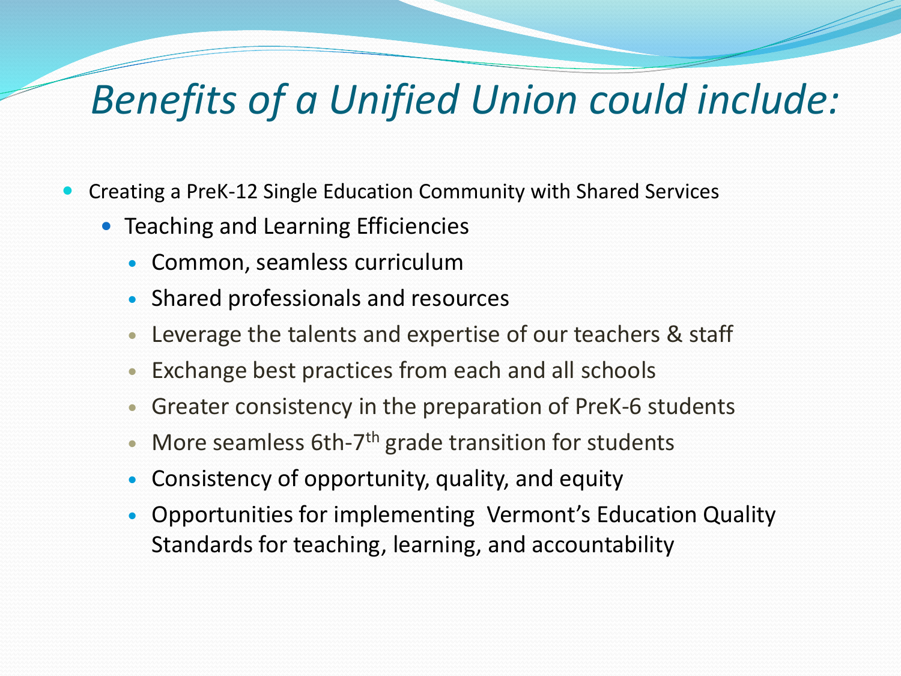# *Benefits of a Unified Union could include:*

- Creating a PreK-12 Single Education Community with Shared Services
  - Teaching and Learning Efficiencies
    - Common, seamless curriculum
    - Shared professionals and resources
    - Leverage the talents and expertise of our teachers & staff
    - Exchange best practices from each and all schools
    - Greater consistency in the preparation of PreK-6 students
    - More seamless 6th-7th grade transition for students
    - Consistency of opportunity, quality, and equity
    - Opportunities for implementing Vermont's Education Quality Standards for teaching, learning, and accountability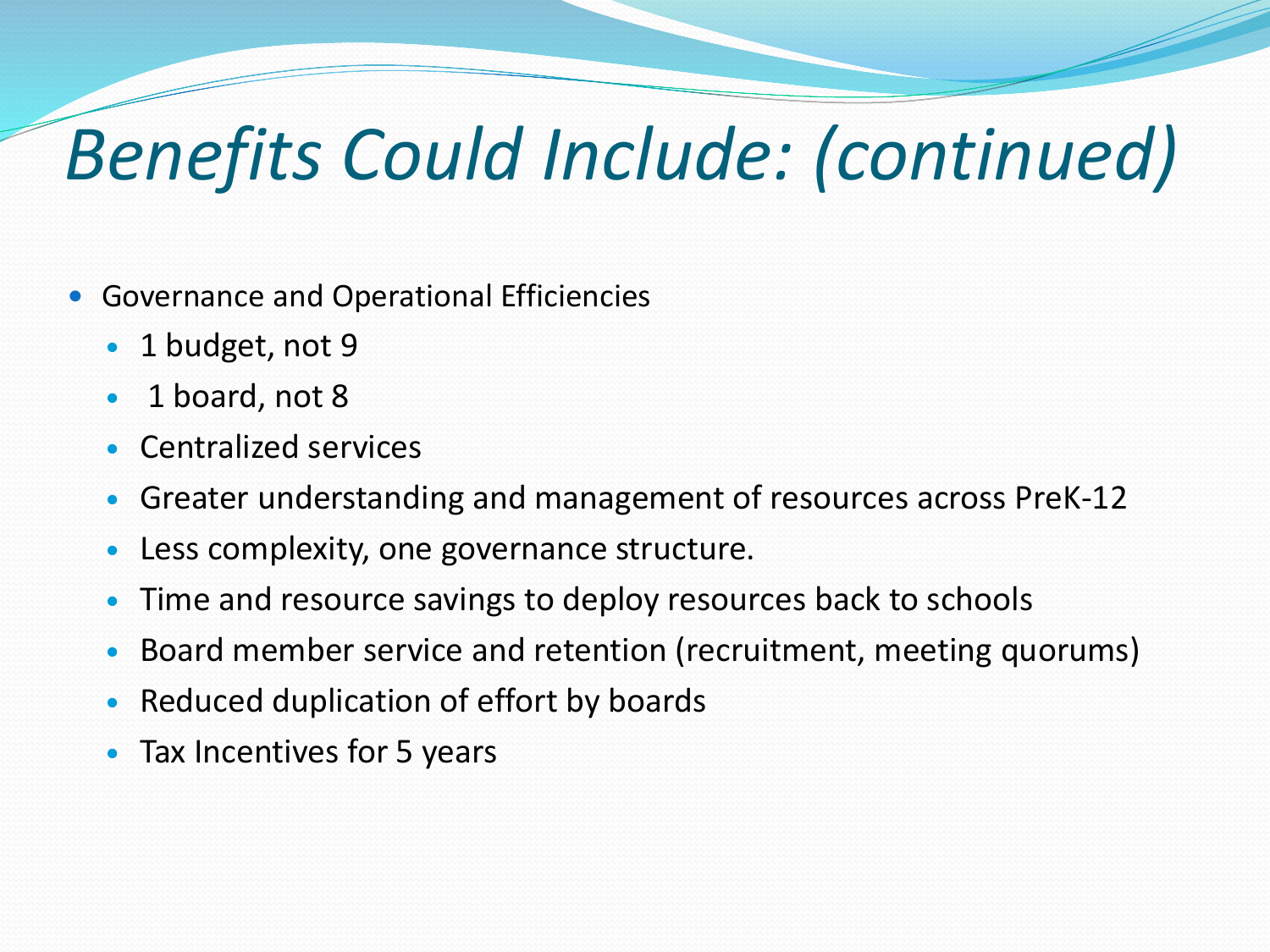# *Benefits Could Include: (continued)*

- Governance and Operational Efficiencies
  - 1 budget, not 9
  - 1 board, not 8
  - Centralized services
  - Greater understanding and management of resources across PreK-12
  - Less complexity, one governance structure.
  - Time and resource savings to deploy resources back to schools
  - Board member service and retention (recruitment, meeting quorums)
  - Reduced duplication of effort by boards
  - Tax Incentives for 5 years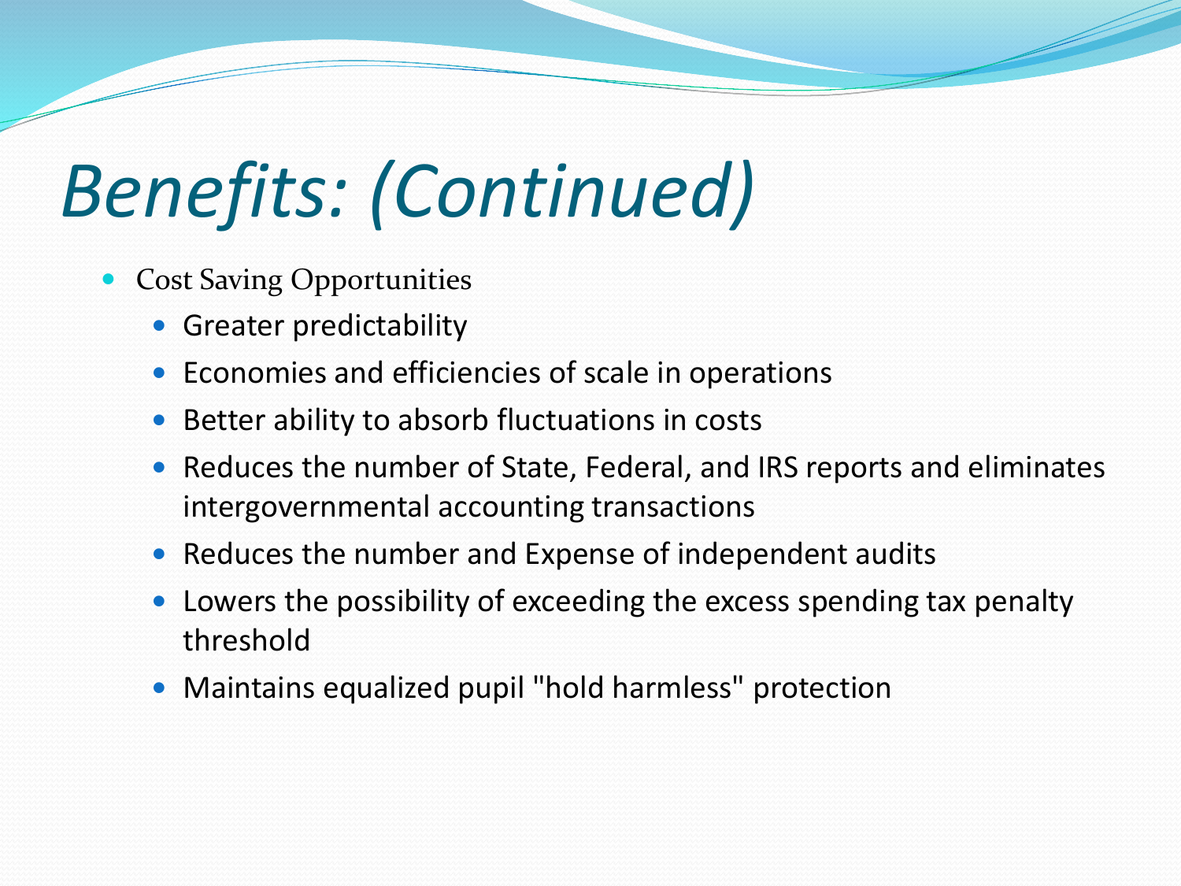# *Benefits: (Continued)*

- Cost Saving Opportunities
  - Greater predictability
  - Economies and efficiencies of scale in operations
  - Better ability to absorb fluctuations in costs
  - Reduces the number of State, Federal, and IRS reports and eliminates intergovernmental accounting transactions
  - Reduces the number and Expense of independent audits
  - Lowers the possibility of exceeding the excess spending tax penalty threshold
  - Maintains equalized pupil "hold harmless" protection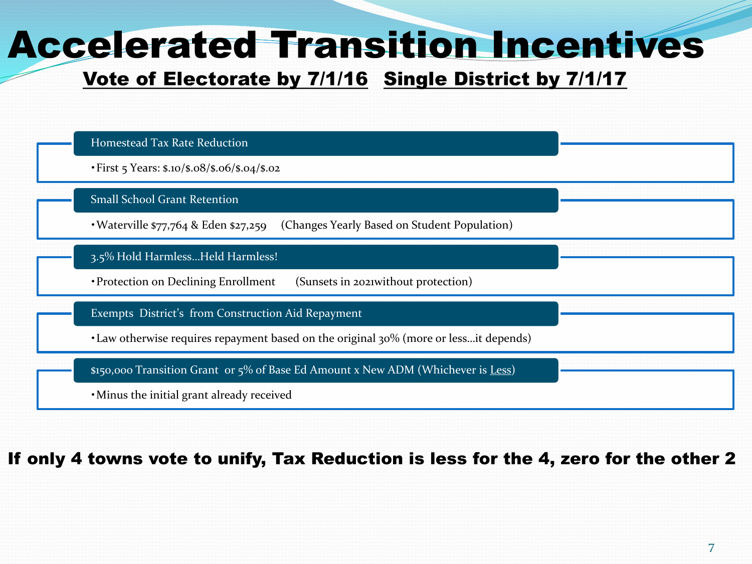# Accelerated Transition Incentives

**Vote of Electorate by 7/1/16 Single District by 7/1/17**

### Homestead Tax Rate Reduction

- First 5 Years: $.10/$.08/$.06/$.04/$.02

### Small School Grant Retention

- Waterville $77,764 & Eden $27,259 (Changes Yearly Based on Student Population)

### 3.5% Hold Harmless…Held Harmless!

- Protection on Declining Enrollment (Sunsets in 2021without protection)

### Exempts District's from Construction Aid Repayment

- Law otherwise requires repayment based on the original 30% (more or less…it depends)

### $150,000 Transition Grant or 5% of Base Ed Amount x New ADM (Whichever is Less)

- Minus the initial grant already received

**If only 4 towns vote to unify, Tax Reduction is less for the 4, zero for the other 2**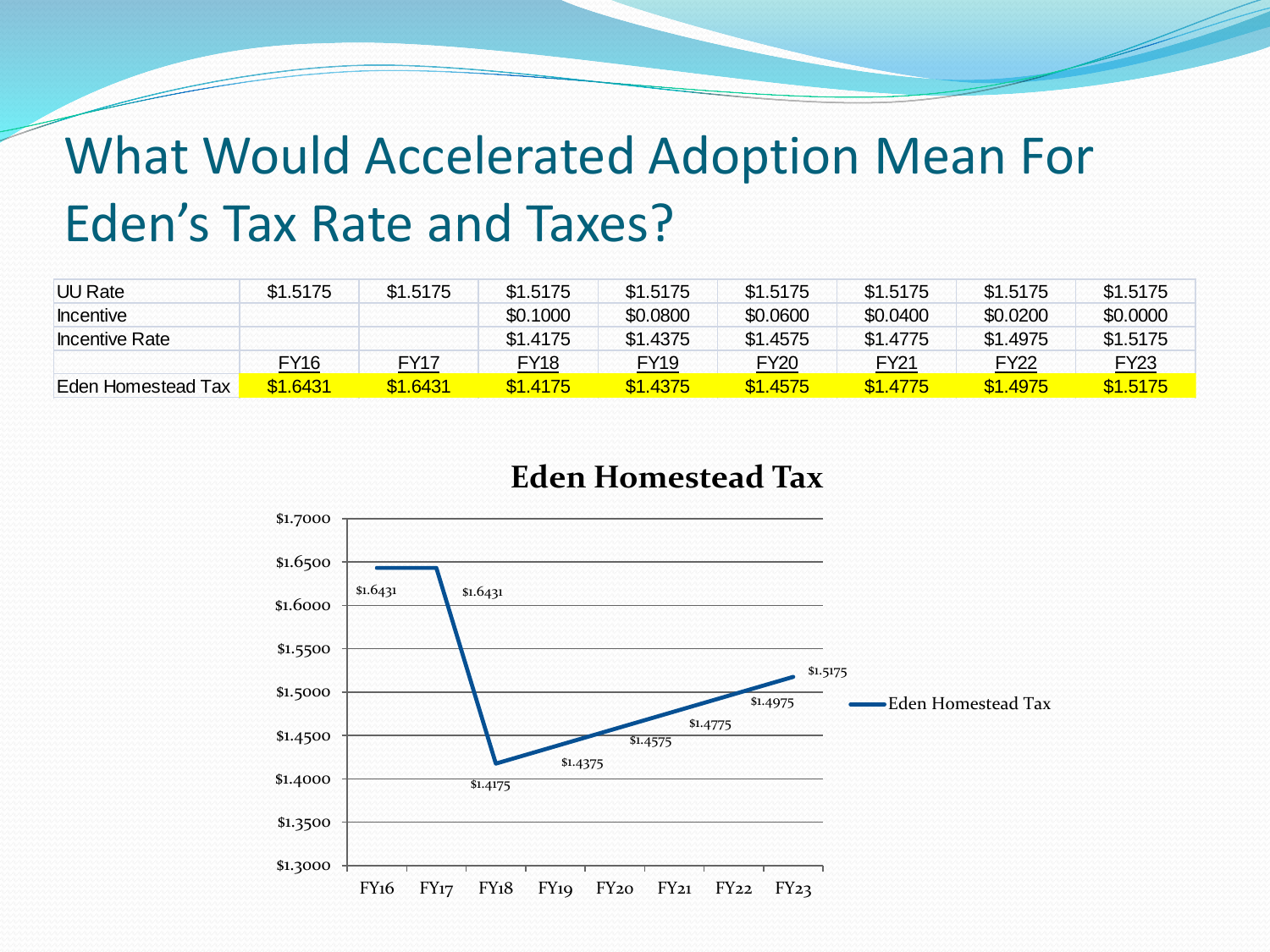# What Would Accelerated Adoption Mean For Eden's Tax Rate and Taxes?

| UU Rate | $1.5175 | $1.5175 | $1.5175 | $1.5175 | $1.5175 | $1.5175 | $1.5175 | $1.5175 |
|---|---|---|---|---|---|---|---|---|
| Incentive | | | $0.1000 | $0.0800 | $0.0600 | $0.0400 | $0.0200 | $0.0000 |
| Incentive Rate | | | $1.4175 | $1.4375 | $1.4575 | $1.4775 | $1.4975 | $1.5175 |
| | FY16 | FY17 | FY18 | FY19 | FY20 | FY21 | FY22 | FY23 |
| Eden Homestead Tax | $1.6431 | $1.6431 | $1.4175 | $1.4375 | $1.4575 | $1.4775 | $1.4975 | $1.5175 |

**Eden Homestead Tax**

| | FY16 | FY17 | FY18 | FY19 | FY20 | FY21 | FY22 | FY23 |
|---|---|---|---|---|---|---|---|---|
| Eden Homestead Tax | $1.6431 | $1.6431 | $1.4175 | $1.4375 | $1.4575 | $1.4775 | $1.4975 | $1.5175 |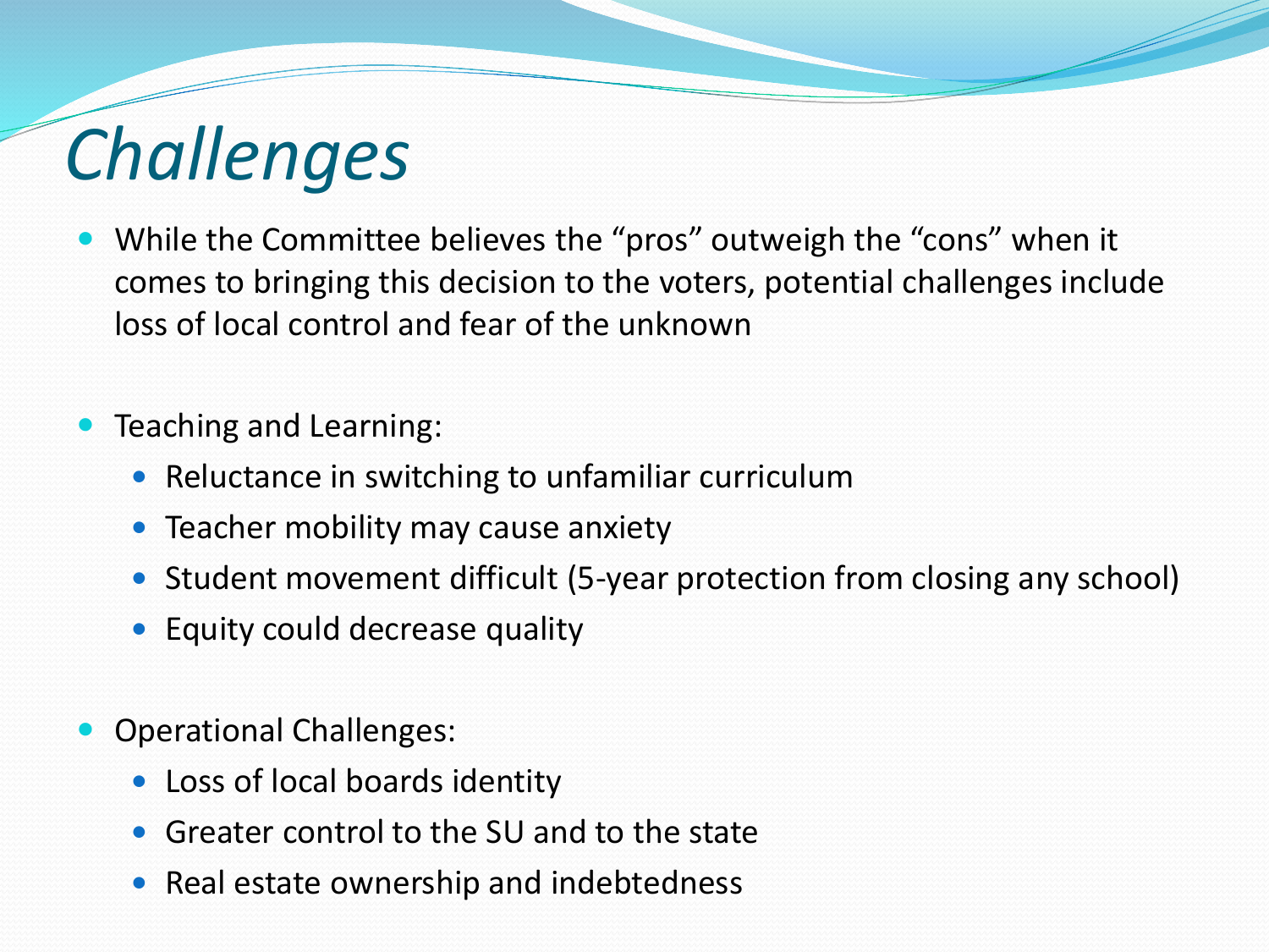# *Challenges*

- While the Committee believes the "pros" outweigh the "cons" when it comes to bringing this decision to the voters, potential challenges include loss of local control and fear of the unknown

- Teaching and Learning:
  - Reluctance in switching to unfamiliar curriculum
  - Teacher mobility may cause anxiety
  - Student movement difficult (5-year protection from closing any school)
  - Equity could decrease quality

- Operational Challenges:
  - Loss of local boards identity
  - Greater control to the SU and to the state
  - Real estate ownership and indebtedness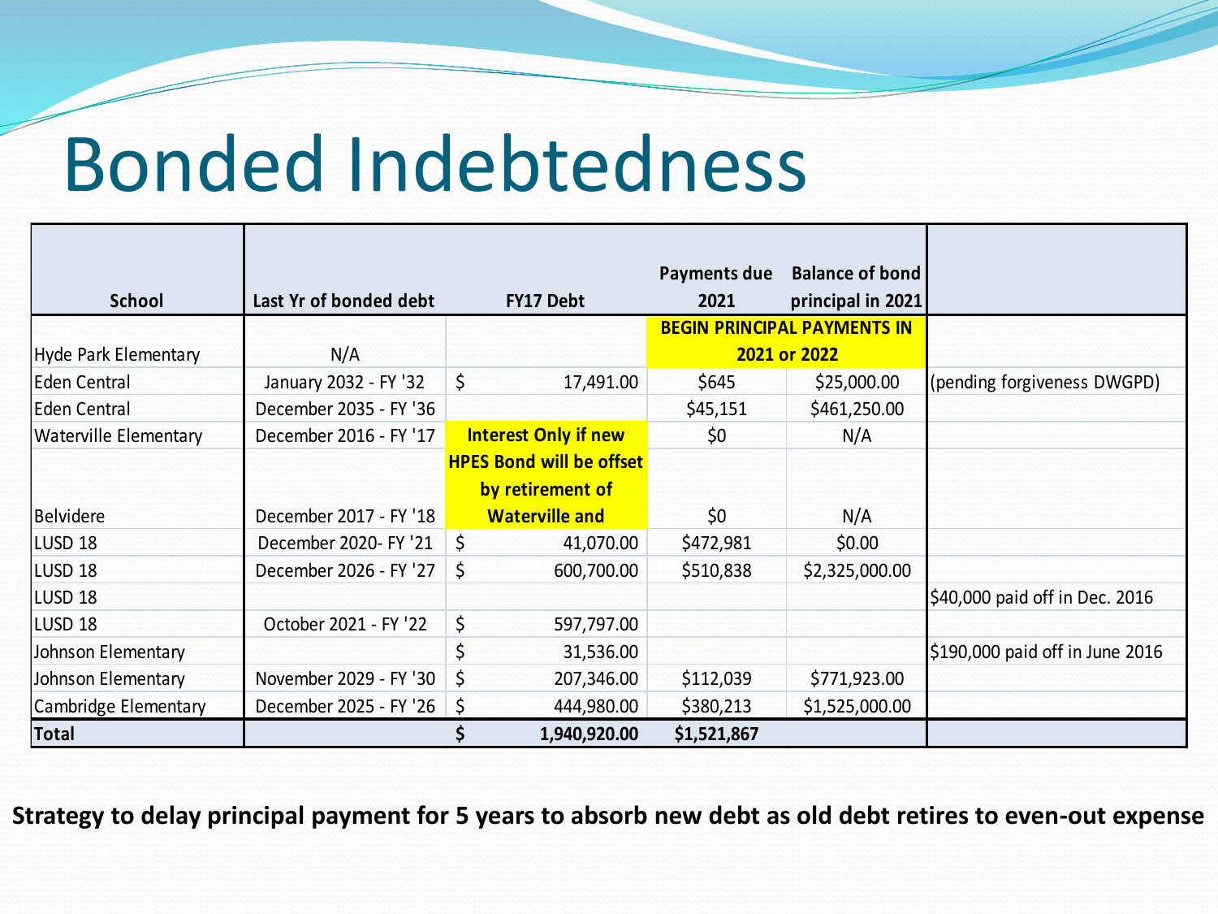# Bonded Indebtedness

| School | Last Yr of bonded debt | FY17 Debt | Payments due 2021 | Balance of bond principal in 2021 | |
|---|---|---|---|---|---|
| Hyde Park Elementary | N/A | | BEGIN PRINCIPAL PAYMENTS IN 2021 or 2022 | | |
| Eden Central | January 2032 - FY '32 | $ 17,491.00 | $645 | $25,000.00 | (pending forgiveness DWGPD) |
| Eden Central | December 2035 - FY '36 | | $45,151 | $461,250.00 | |
| Waterville Elementary | December 2016 - FY '17 | Interest Only if new HPES Bond will be offset by retirement of Waterville and | $0 | N/A | |
| Belvidere | December 2017 - FY '18 | | $0 | N/A | |
| LUSD 18 | December 2020- FY '21 | $ 41,070.00 | $472,981 | $0.00 | |
| LUSD 18 | December 2026 - FY '27 | $ 600,700.00 | $510,838 | $2,325,000.00 | |
| LUSD 18 | | | | | $40,000 paid off in Dec. 2016 |
| LUSD 18 | October 2021 - FY '22 | $ 597,797.00 | | | |
| Johnson Elementary | | $ 31,536.00 | | | $190,000 paid off in June 2016 |
| Johnson Elementary | November 2029 - FY '30 | $ 207,346.00 | $112,039 | $771,923.00 | |
| Cambridge Elementary | December 2025 - FY '26 | $ 444,980.00 | $380,213 | $1,525,000.00 | |
| **Total** | | **$ 1,940,920.00** | **$1,521,867** | | |

**Strategy to delay principal payment for 5 years to absorb new debt as old debt retires to even-out expense**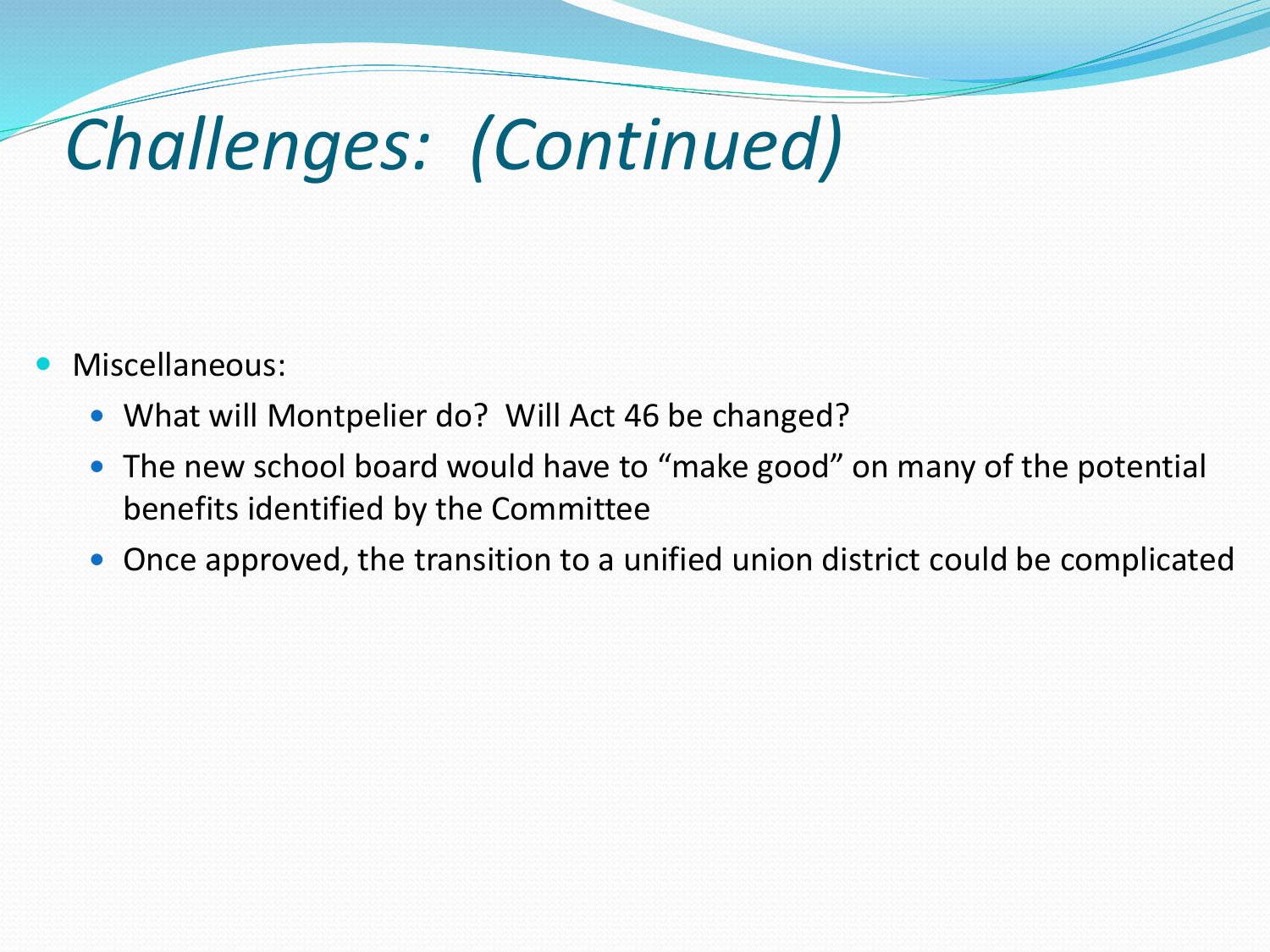# *Challenges: (Continued)*

- Miscellaneous:
  - What will Montpelier do? Will Act 46 be changed?
  - The new school board would have to “make good” on many of the potential benefits identified by the Committee
  - Once approved, the transition to a unified union district could be complicated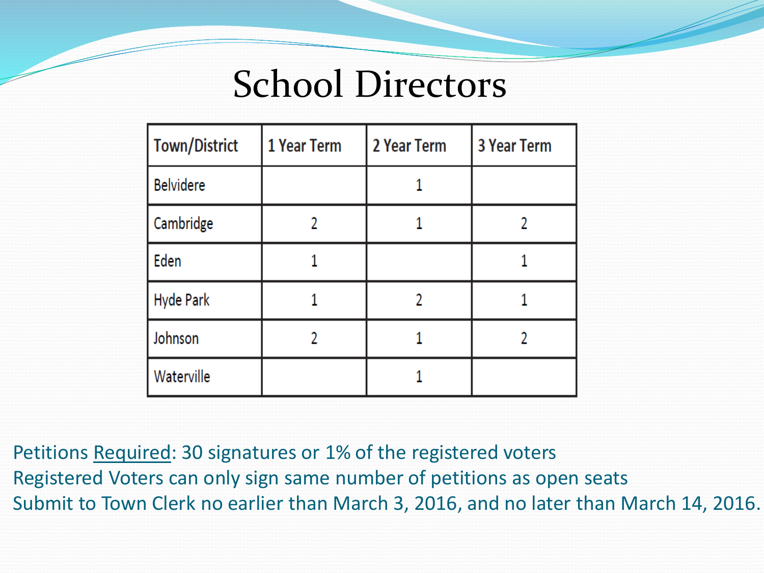# School Directors

| Town/District | 1 Year Term | 2 Year Term | 3 Year Term |
|---|---|---|---|
| Belvidere | | 1 | |
| Cambridge | 2 | 1 | 2 |
| Eden | 1 | | 1 |
| Hyde Park | 1 | 2 | 1 |
| Johnson | 2 | 1 | 2 |
| Waterville | | 1 | |

Petitions <u>Required</u>: 30 signatures or 1% of the registered voters
Registered Voters can only sign same number of petitions as open seats
Submit to Town Clerk no earlier than March 3, 2016, and no later than March 14, 2016.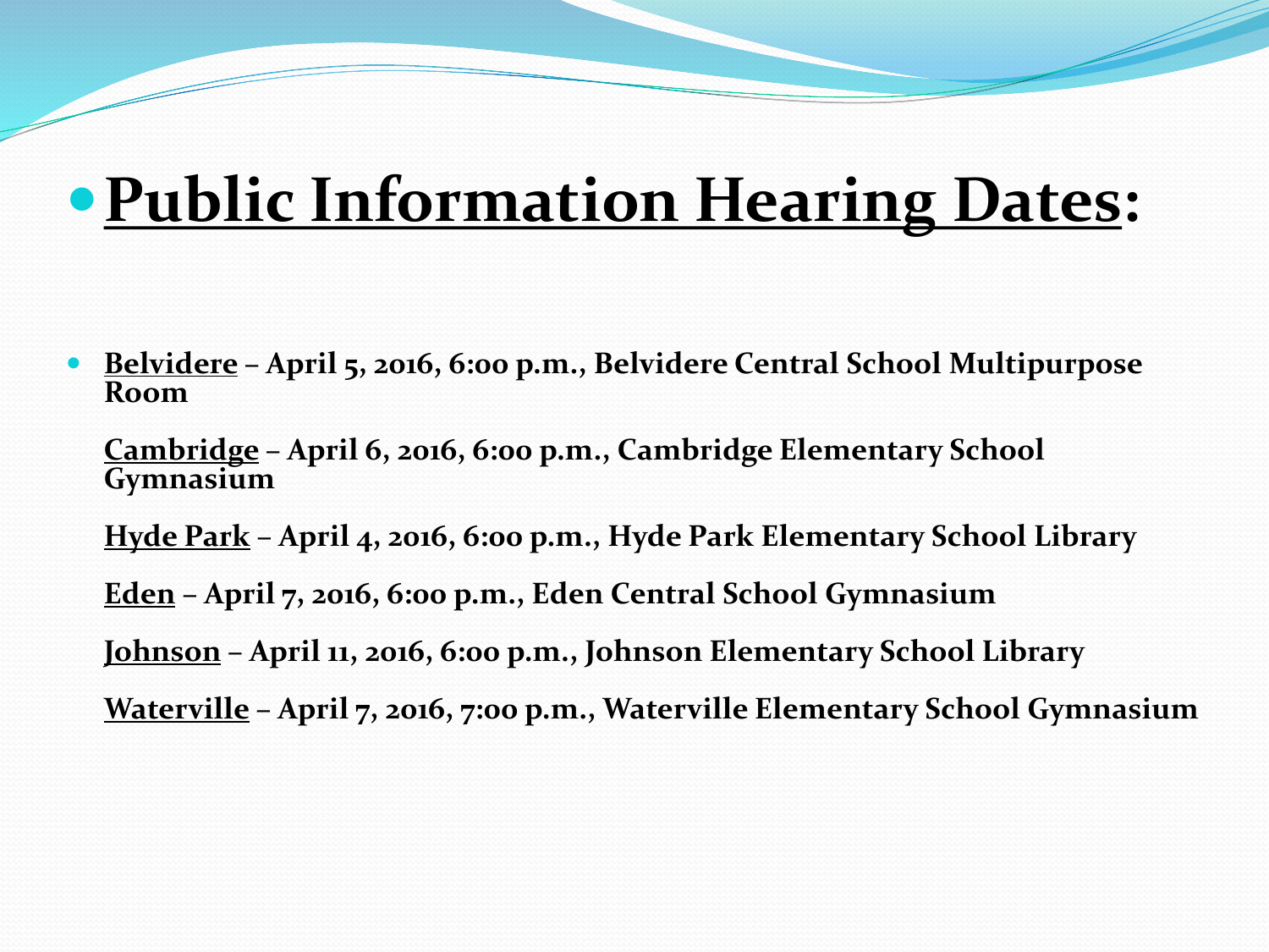# Public Information Hearing Dates:

- **Belvidere – April 5, 2016, 6:00 p.m., Belvidere Central School Multipurpose Room**

  **Cambridge – April 6, 2016, 6:00 p.m., Cambridge Elementary School Gymnasium**

  **Hyde Park – April 4, 2016, 6:00 p.m., Hyde Park Elementary School Library**

  **Eden – April 7, 2016, 6:00 p.m., Eden Central School Gymnasium**

  **Johnson – April 11, 2016, 6:00 p.m., Johnson Elementary School Library**

  **Waterville – April 7, 2016, 7:00 p.m., Waterville Elementary School Gymnasium**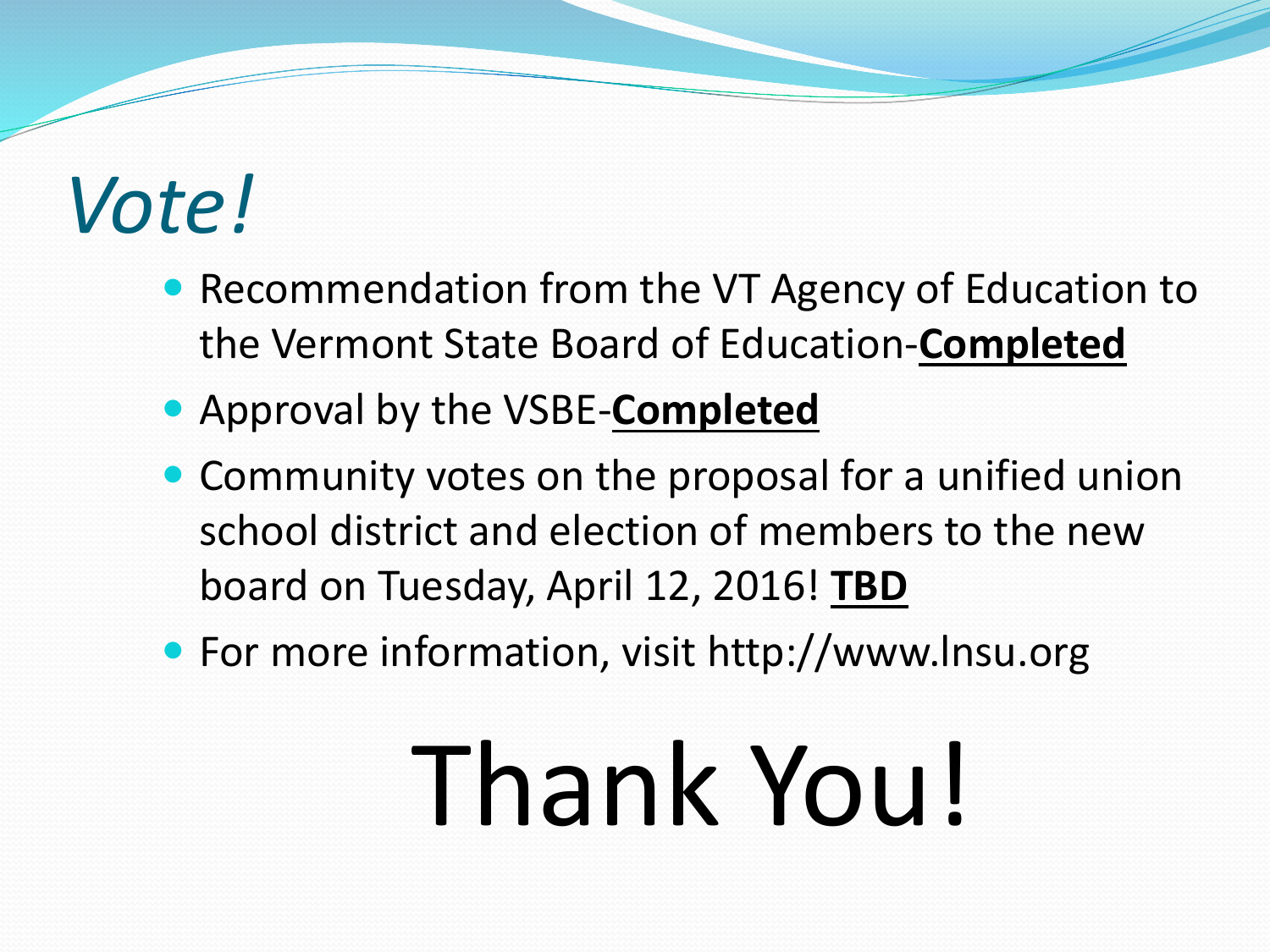# *Vote!*

- Recommendation from the VT Agency of Education to the Vermont State Board of Education-**Completed**
- Approval by the VSBE-**Completed**
- Community votes on the proposal for a unified union school district and election of members to the new board on Tuesday, April 12, 2016! **TBD**
- For more information, visit http://www.lnsu.org

# Thank You!